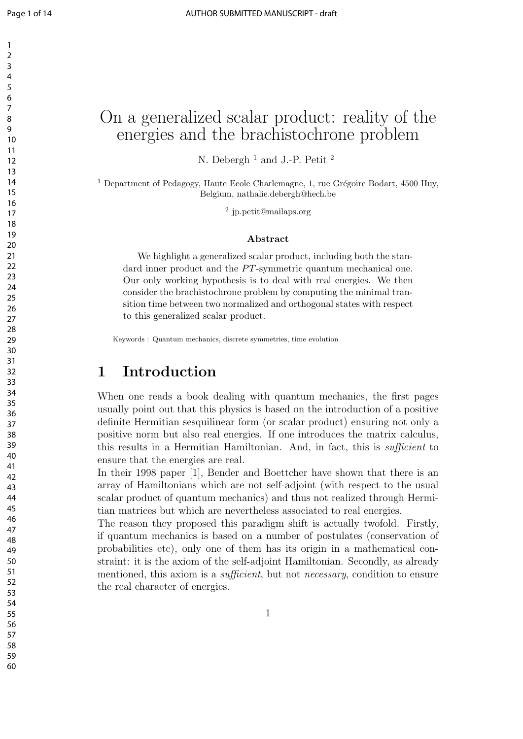# On a generalized scalar product: reality of the energies and the brachistochrone problem

N. Debergh [1] and J.-P. Petit [2]

[1] Department of Pedagogy, Haute Ecole Charlemagne, 1, rue Grégoire Bodart, 4500 Huy, Belgium, nathalie.debergh@hech.be

[2] jp.petit@mailaps.org

### Abstract

We highlight a generalized scalar product, including both the standard inner product and the $PT$-symmetric quantum mechanical one. Our only working hypothesis is to deal with real energies. We then consider the brachistochrone problem by computing the minimal transition time between two normalized and orthogonal states with respect to this generalized scalar product.

Keywords : Quantum mechanics, discrete symmetries, time evolution

## 1 Introduction

When one reads a book dealing with quantum mechanics, the first pages usually point out that this physics is based on the introduction of a positive definite Hermitian sesquilinear form (or scalar product) ensuring not only a positive norm but also real energies. If one introduces the matrix calculus, this results in a Hermitian Hamiltonian. And, in fact, this is *sufficient* to ensure that the energies are real.

In their 1998 paper [1], Bender and Boettcher have shown that there is an array of Hamiltonians which are not self-adjoint (with respect to the usual scalar product of quantum mechanics) and thus not realized through Hermitian matrices but which are nevertheless associated to real energies.

The reason they proposed this paradigm shift is actually twofold. Firstly, if quantum mechanics is based on a number of postulates (conservation of probabilities etc), only one of them has its origin in a mathematical constraint: it is the axiom of the self-adjoint Hamiltonian. Secondly, as already mentioned, this axiom is a *sufficient*, but not *necessary*, condition to ensure the real character of energies.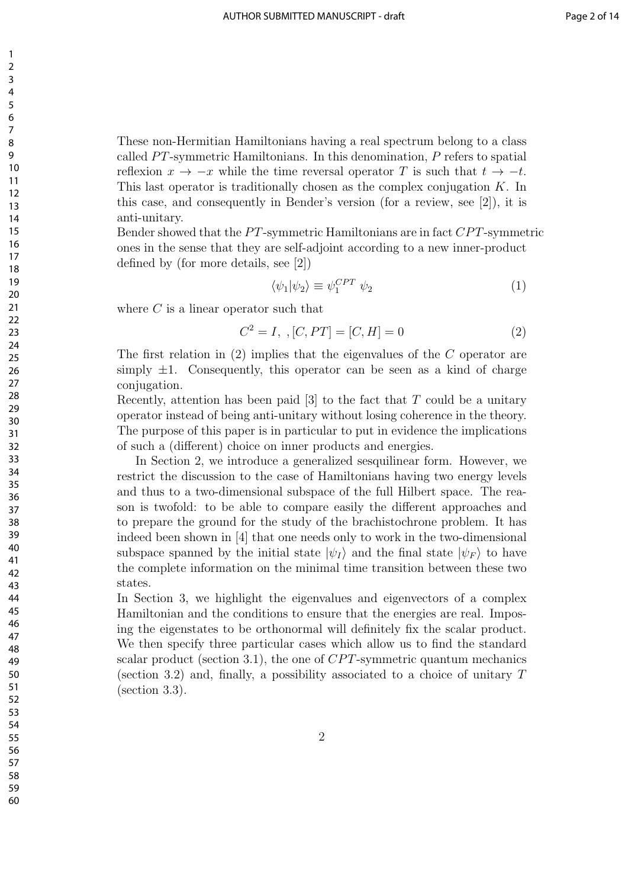These non-Hermitian Hamiltonians having a real spectrum belong to a class called $PT$-symmetric Hamiltonians. In this denomination, $P$ refers to spatial reflexion $x \to -x$ while the time reversal operator $T$ is such that $t \to -t$. This last operator is traditionally chosen as the complex conjugation $K$. In this case, and consequently in Bender's version (for a review, see [2]), it is anti-unitary.

Bender showed that the $PT$-symmetric Hamiltonians are in fact $CPT$-symmetric ones in the sense that they are self-adjoint according to a new inner-product defined by (for more details, see [2])

$$\langle \psi_1 | \psi_2 \rangle \equiv \psi_1^{CPT} \ \psi_2 \tag{1}$$

where $C$ is a linear operator such that

$$C^2 = I, \ , [C, PT] = [C, H] = 0 \tag{2}$$

The first relation in (2) implies that the eigenvalues of the $C$ operator are simply $\pm 1$. Consequently, this operator can be seen as a kind of charge conjugation.

Recently, attention has been paid [3] to the fact that $T$ could be a unitary operator instead of being anti-unitary without losing coherence in the theory. The purpose of this paper is in particular to put in evidence the implications of such a (different) choice on inner products and energies.

In Section 2, we introduce a generalized sesquilinear form. However, we restrict the discussion to the case of Hamiltonians having two energy levels and thus to a two-dimensional subspace of the full Hilbert space. The reason is twofold: to be able to compare easily the different approaches and to prepare the ground for the study of the brachistochrone problem. It has indeed been shown in [4] that one needs only to work in the two-dimensional subspace spanned by the initial state $|\psi_I\rangle$ and the final state $|\psi_F\rangle$ to have the complete information on the minimal time transition between these two states.

In Section 3, we highlight the eigenvalues and eigenvectors of a complex Hamiltonian and the conditions to ensure that the energies are real. Imposing the eigenstates to be orthonormal will definitely fix the scalar product. We then specify three particular cases which allow us to find the standard scalar product (section 3.1), the one of $CPT$-symmetric quantum mechanics (section 3.2) and, finally, a possibility associated to a choice of unitary $T$ (section 3.3).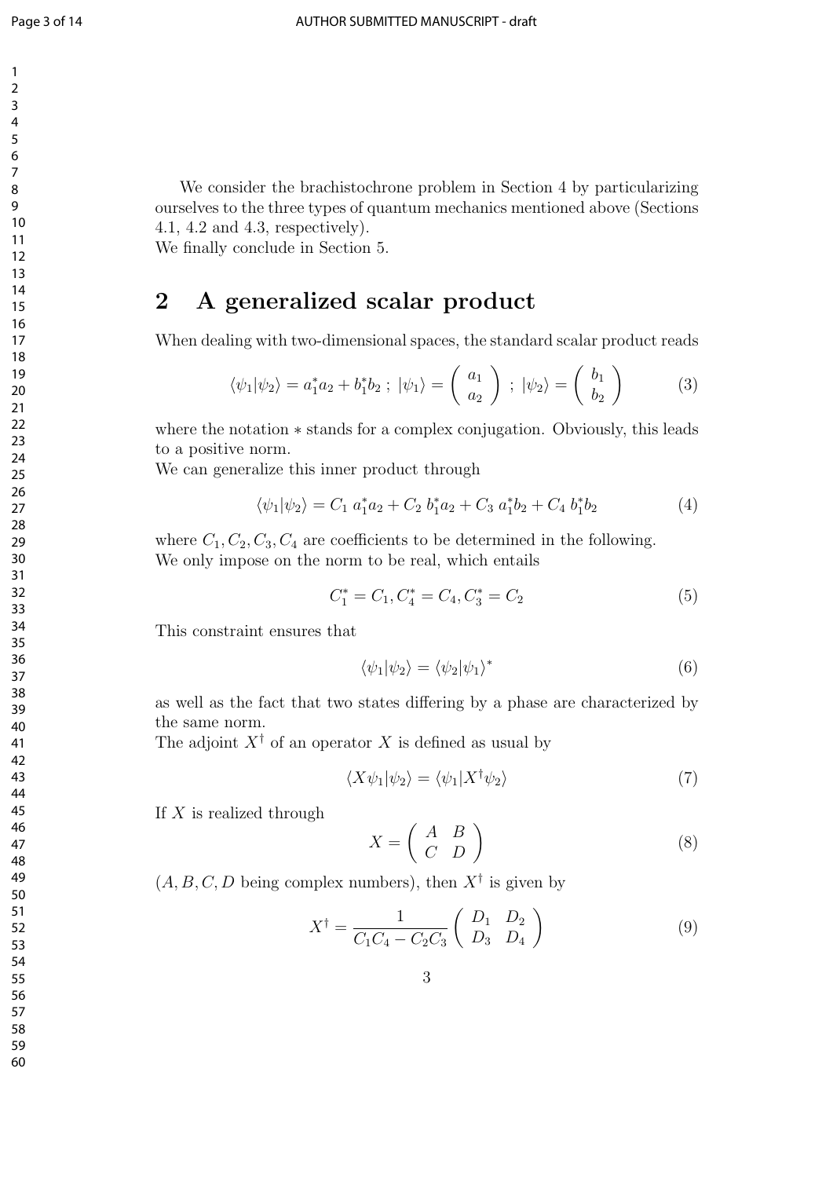We consider the brachistochrone problem in Section 4 by particularizing ourselves to the three types of quantum mechanics mentioned above (Sections 4.1, 4.2 and 4.3, respectively).
We finally conclude in Section 5.

## 2 A generalized scalar product

When dealing with two-dimensional spaces, the standard scalar product reads

$$\langle\psi_1|\psi_2\rangle = a_1^* a_2 + b_1^* b_2 \; ; \; |\psi_1\rangle = \begin{pmatrix} a_1 \\ a_2 \end{pmatrix} \; ; \; |\psi_2\rangle = \begin{pmatrix} b_1 \\ b_2 \end{pmatrix} \tag{3}$$

where the notation $*$ stands for a complex conjugation. Obviously, this leads to a positive norm.
We can generalize this inner product through

$$\langle\psi_1|\psi_2\rangle = C_1 \; a_1^* a_2 + C_2 \; b_1^* a_2 + C_3 \; a_1^* b_2 + C_4 \; b_1^* b_2 \tag{4}$$

where $C_1, C_2, C_3, C_4$ are coefficients to be determined in the following.
We only impose on the norm to be real, which entails

$$C_1^* = C_1, C_4^* = C_4, C_3^* = C_2 \tag{5}$$

This constraint ensures that

$$\langle\psi_1|\psi_2\rangle = \langle\psi_2|\psi_1\rangle^* \tag{6}$$

as well as the fact that two states differing by a phase are characterized by the same norm.
The adjoint $X^\dagger$ of an operator $X$ is defined as usual by

$$\langle X\psi_1|\psi_2\rangle = \langle\psi_1|X^\dagger\psi_2\rangle \tag{7}$$

If $X$ is realized through

$$X = \begin{pmatrix} A & B \\ C & D \end{pmatrix} \tag{8}$$

($A, B, C, D$ being complex numbers), then $X^\dagger$ is given by

$$X^\dagger = \frac{1}{C_1 C_4 - C_2 C_3} \begin{pmatrix} D_1 & D_2 \\ D_3 & D_4 \end{pmatrix} \tag{9}$$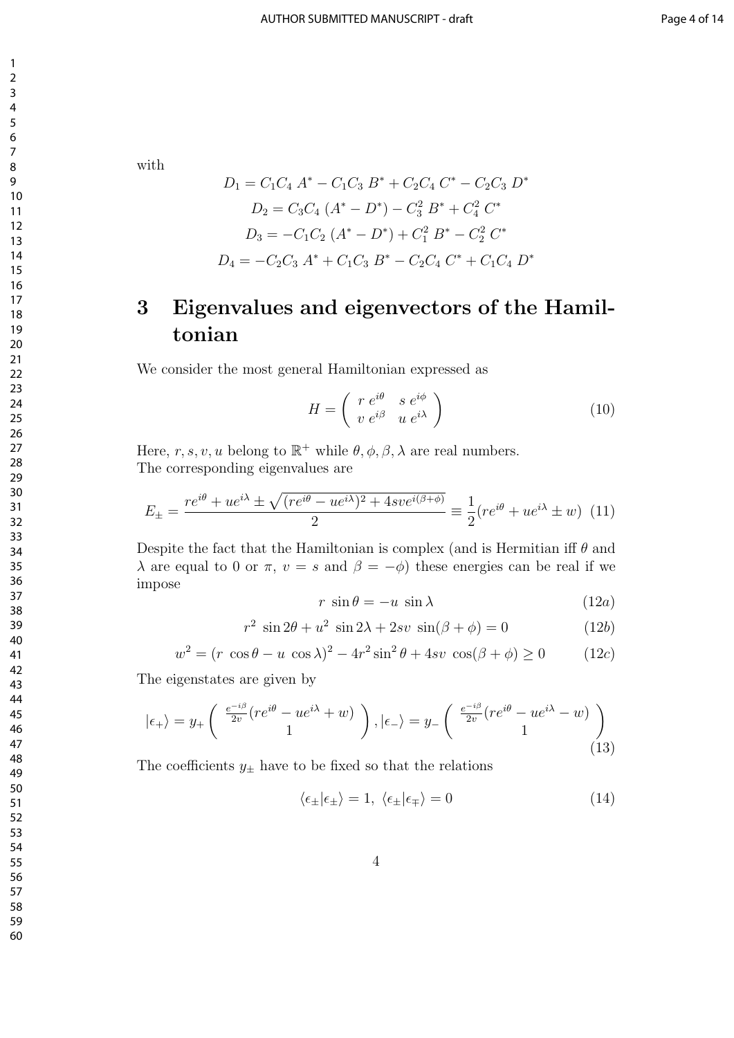with

$$
\begin{aligned}
D_1 &= C_1C_4\ A^* - C_1C_3\ B^* + C_2C_4\ C^* - C_2C_3\ D^* \\
D_2 &= C_3C_4\ (A^* - D^*) - C_3^2\ B^* + C_4^2\ C^* \\
D_3 &= -C_1C_2\ (A^* - D^*) + C_1^2\ B^* - C_2^2\ C^* \\
D_4 &= -C_2C_3\ A^* + C_1C_3\ B^* - C_2C_4\ C^* + C_1C_4\ D^*
\end{aligned}
$$

# 3 Eigenvalues and eigenvectors of the Hamiltonian

We consider the most general Hamiltonian expressed as

$$
H = \begin{pmatrix} r\ e^{i\theta} & s\ e^{i\phi} \\ v\ e^{i\beta} & u\ e^{i\lambda} \end{pmatrix} \tag{10}
$$

Here, $r, s, v, u$ belong to $\mathbb{R}^+$ while $\theta, \phi, \beta, \lambda$ are real numbers.
The corresponding eigenvalues are

$$
E_\pm = \frac{re^{i\theta} + ue^{i\lambda} \pm \sqrt{(re^{i\theta} - ue^{i\lambda})^2 + 4sve^{i(\beta+\phi)}}}{2} \equiv \frac{1}{2}(re^{i\theta} + ue^{i\lambda} \pm w) \tag{11}
$$

Despite the fact that the Hamiltonian is complex (and is Hermitian iff $\theta$ and $\lambda$ are equal to 0 or $\pi$, $v = s$ and $\beta = -\phi$) these energies can be real if we impose

$$
r\ \sin\theta = -u\ \sin\lambda \tag{12a}
$$

$$
r^2\ \sin 2\theta + u^2\ \sin 2\lambda + 2sv\ \sin(\beta + \phi) = 0 \tag{12b}
$$

$$
w^2 = (r\ \cos\theta - u\ \cos\lambda)^2 - 4r^2 \sin^2\theta + 4sv\ \cos(\beta + \phi) \geq 0 \tag{12c}
$$

The eigenstates are given by

$$
|\epsilon_+\rangle = y_+ \begin{pmatrix} \frac{e^{-i\beta}}{2v}(re^{i\theta} - ue^{i\lambda} + w) \\ 1 \end{pmatrix}, |\epsilon_-\rangle = y_- \begin{pmatrix} \frac{e^{-i\beta}}{2v}(re^{i\theta} - ue^{i\lambda} - w) \\ 1 \end{pmatrix} \tag{13}
$$

The coefficients $y_\pm$ have to be fixed so that the relations

$$
\langle\epsilon_\pm|\epsilon_\pm\rangle = 1,\ \langle\epsilon_\pm|\epsilon_\mp\rangle = 0 \tag{14}
$$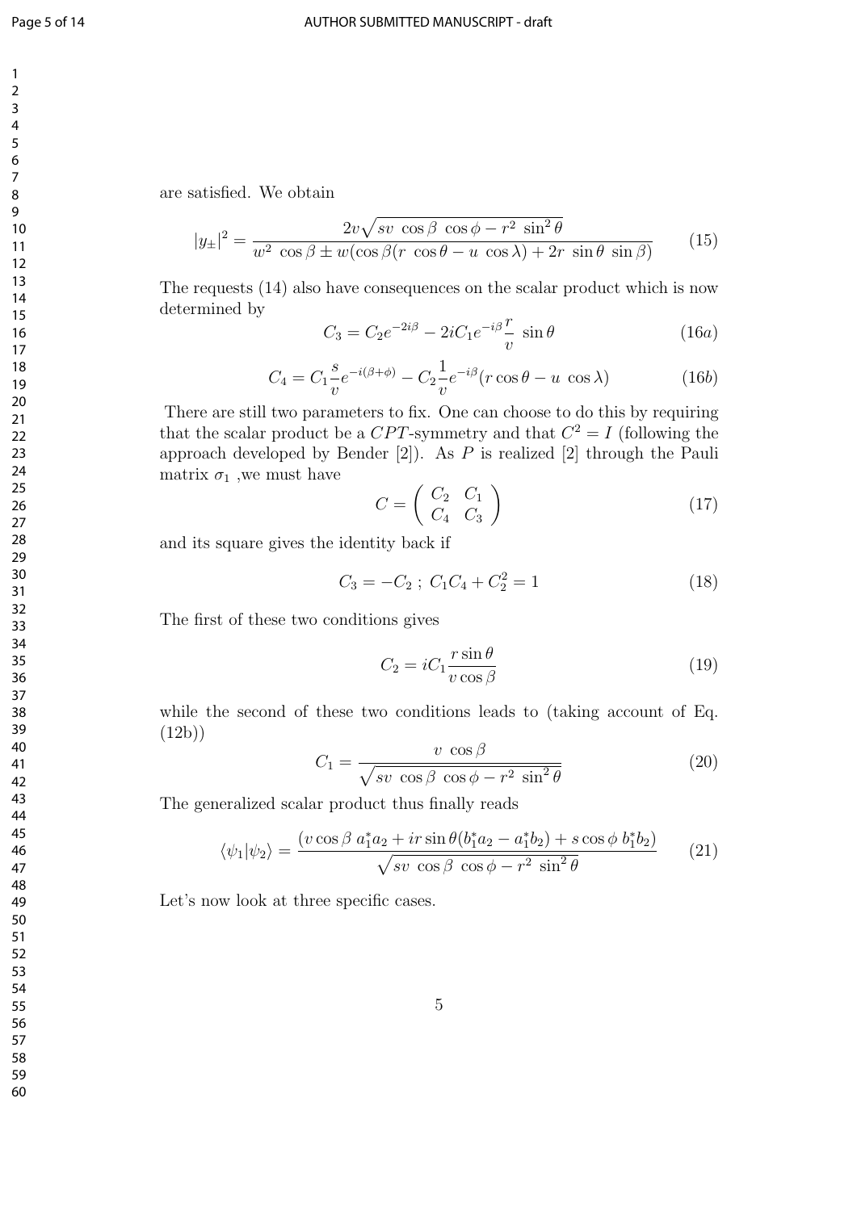are satisfied. We obtain

$$|y_\pm|^2 = \frac{2v\sqrt{sv\ \cos\beta\ \cos\phi - r^2\ \sin^2\theta}}{w^2\ \cos\beta \pm w(\cos\beta(r\ \cos\theta - u\ \cos\lambda) + 2r\ \sin\theta\ \sin\beta)} \tag{15}$$

The requests (14) also have consequences on the scalar product which is now determined by

$$C_3 = C_2 e^{-2i\beta} - 2iC_1 e^{-i\beta}\frac{r}{v}\ \sin\theta \tag{16a}$$

$$C_4 = C_1\frac{s}{v}e^{-i(\beta+\phi)} - C_2\frac{1}{v}e^{-i\beta}(r\cos\theta - u\ \cos\lambda) \tag{16b}$$

There are still two parameters to fix. One can choose to do this by requiring that the scalar product be a $CPT$-symmetry and that $C^2 = I$ (following the approach developed by Bender [2]). As $P$ is realized [2] through the Pauli matrix $\sigma_1$ ,we must have

$$C = \begin{pmatrix} C_2 & C_1 \\ C_4 & C_3 \end{pmatrix} \tag{17}$$

and its square gives the identity back if

$$C_3 = -C_2\ ;\ C_1C_4 + C_2^2 = 1 \tag{18}$$

The first of these two conditions gives

$$C_2 = iC_1\frac{r\sin\theta}{v\cos\beta} \tag{19}$$

while the second of these two conditions leads to (taking account of Eq. (12b))

$$C_1 = \frac{v\ \cos\beta}{\sqrt{sv\ \cos\beta\ \cos\phi - r^2\ \sin^2\theta}} \tag{20}$$

The generalized scalar product thus finally reads

$$\langle\psi_1|\psi_2\rangle = \frac{(v\cos\beta\ a_1^*a_2 + ir\sin\theta(b_1^*a_2 - a_1^*b_2) + s\cos\phi\ b_1^*b_2)}{\sqrt{sv\ \cos\beta\ \cos\phi - r^2\ \sin^2\theta}} \tag{21}$$

Let's now look at three specific cases.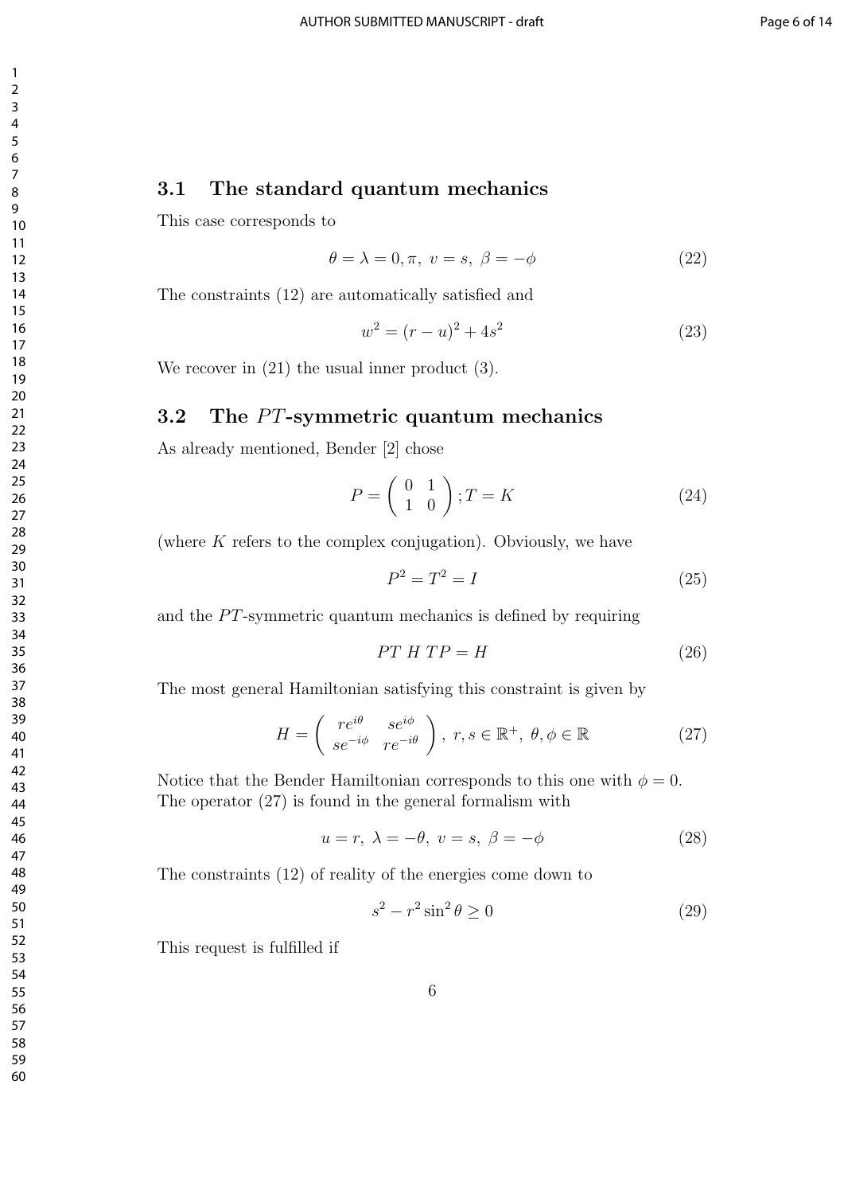### 3.1 The standard quantum mechanics

This case corresponds to

$$\theta = \lambda = 0, \pi, \; v = s, \; \beta = -\phi \tag{22}$$

The constraints (12) are automatically satisfied and

$$w^2 = (r-u)^2 + 4s^2 \tag{23}$$

We recover in (21) the usual inner product (3).

### 3.2 The $PT$-symmetric quantum mechanics

As already mentioned, Bender [2] chose

$$P = \begin{pmatrix} 0 & 1 \\ 1 & 0 \end{pmatrix}; T = K \tag{24}$$

(where $K$ refers to the complex conjugation). Obviously, we have

$$P^2 = T^2 = I \tag{25}$$

and the $PT$-symmetric quantum mechanics is defined by requiring

$$PT \; H \; TP = H \tag{26}$$

The most general Hamiltonian satisfying this constraint is given by

$$H = \begin{pmatrix} re^{i\theta} & se^{i\phi} \\ se^{-i\phi} & re^{-i\theta} \end{pmatrix}, \; r, s \in \mathbb{R}^+, \; \theta, \phi \in \mathbb{R} \tag{27}$$

Notice that the Bender Hamiltonian corresponds to this one with $\phi = 0$. The operator (27) is found in the general formalism with

$$u = r, \; \lambda = -\theta, \; v = s, \; \beta = -\phi \tag{28}$$

The constraints (12) of reality of the energies come down to

$$s^2 - r^2 \sin^2 \theta \geq 0 \tag{29}$$

This request is fulfilled if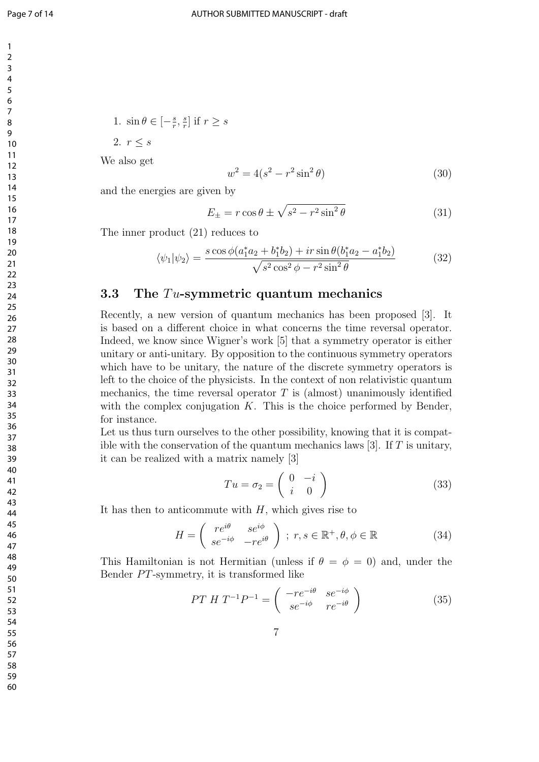1. $\sin\theta \in [-\frac{s}{r}, \frac{s}{r}]$ if $r \geq s$
2. $r \leq s$

We also get

$$w^2 = 4(s^2 - r^2 \sin^2\theta) \tag{30}$$

and the energies are given by

$$E_\pm = r\cos\theta \pm \sqrt{s^2 - r^2 \sin^2\theta} \tag{31}$$

The inner product (21) reduces to

$$\langle \psi_1 | \psi_2 \rangle = \frac{s\cos\phi(a_1^* a_2 + b_1^* b_2) + ir\sin\theta(b_1^* a_2 - a_1^* b_2)}{\sqrt{s^2\cos^2\phi - r^2\sin^2\theta}} \tag{32}$$

### 3.3 The $Tu$-symmetric quantum mechanics

Recently, a new version of quantum mechanics has been proposed [3]. It is based on a different choice in what concerns the time reversal operator. Indeed, we know since Wigner's work [5] that a symmetry operator is either unitary or anti-unitary. By opposition to the continuous symmetry operators which have to be unitary, the nature of the discrete symmetry operators is left to the choice of the physicists. In the context of non relativistic quantum mechanics, the time reversal operator $T$ is (almost) unanimously identified with the complex conjugation $K$. This is the choice performed by Bender, for instance.

Let us thus turn ourselves to the other possibility, knowing that it is compatible with the conservation of the quantum mechanics laws [3]. If $T$ is unitary, it can be realized with a matrix namely [3]

$$Tu = \sigma_2 = \begin{pmatrix} 0 & -i \\ i & 0 \end{pmatrix} \tag{33}$$

It has then to anticommute with $H$, which gives rise to

$$H = \begin{pmatrix} re^{i\theta} & se^{i\phi} \\ se^{-i\phi} & -re^{i\theta} \end{pmatrix} \; ; \; r, s \in \mathbb{R}^+, \theta, \phi \in \mathbb{R} \tag{34}$$

This Hamiltonian is not Hermitian (unless if $\theta = \phi = 0$) and, under the Bender $PT$-symmetry, it is transformed like

$$PT\; H\; T^{-1}P^{-1} = \begin{pmatrix} -re^{-i\theta} & se^{-i\phi} \\ se^{-i\phi} & re^{-i\theta} \end{pmatrix} \tag{35}$$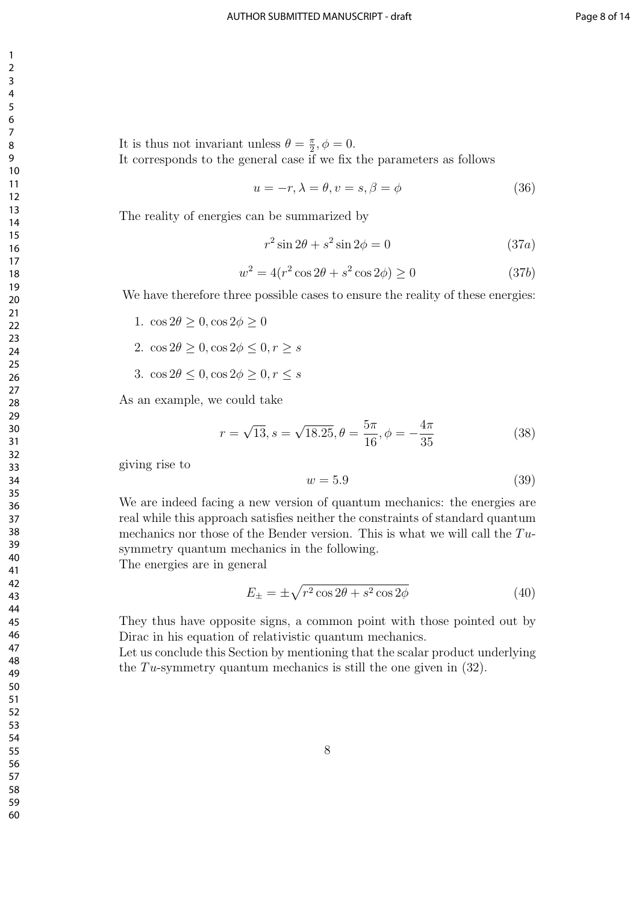It is thus not invariant unless $\theta = \frac{\pi}{2}, \phi = 0$.
It corresponds to the general case if we fix the parameters as follows

$$u = -r, \lambda = \theta, v = s, \beta = \phi \tag{36}$$

The reality of energies can be summarized by

$$r^2 \sin 2\theta + s^2 \sin 2\phi = 0 \tag{37a}$$

$$w^2 = 4(r^2 \cos 2\theta + s^2 \cos 2\phi) \geq 0 \tag{37b}$$

We have therefore three possible cases to ensure the reality of these energies:

1. $\cos 2\theta \geq 0, \cos 2\phi \geq 0$
2. $\cos 2\theta \geq 0, \cos 2\phi \leq 0, r \geq s$
3. $\cos 2\theta \leq 0, \cos 2\phi \geq 0, r \leq s$

As an example, we could take

$$r = \sqrt{13}, s = \sqrt{18.25}, \theta = \frac{5\pi}{16}, \phi = -\frac{4\pi}{35} \tag{38}$$

giving rise to

$$w = 5.9 \tag{39}$$

We are indeed facing a new version of quantum mechanics: the energies are real while this approach satisfies neither the constraints of standard quantum mechanics nor those of the Bender version. This is what we will call the $Tu$-symmetry quantum mechanics in the following.
The energies are in general

$$E_{\pm} = \pm\sqrt{r^2 \cos 2\theta + s^2 \cos 2\phi} \tag{40}$$

They thus have opposite signs, a common point with those pointed out by Dirac in his equation of relativistic quantum mechanics.
Let us conclude this Section by mentioning that the scalar product underlying the $Tu$-symmetry quantum mechanics is still the one given in (32).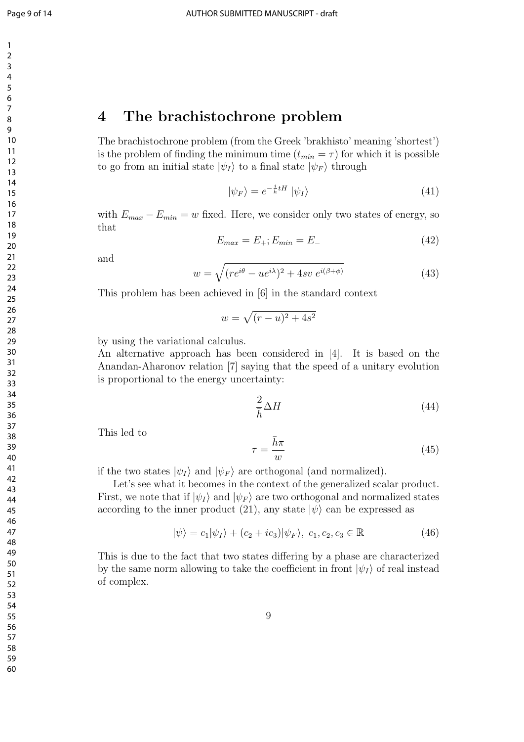# 4 The brachistochrone problem

The brachistochrone problem (from the Greek 'brakhisto' meaning 'shortest') is the problem of finding the minimum time ($t_{min} = \tau$) for which it is possible to go from an initial state $|\psi_I\rangle$ to a final state $|\psi_F\rangle$ through

$$|\psi_F\rangle = e^{-\frac{i}{\hbar}tH}\,|\psi_I\rangle \tag{41}$$

with $E_{max} - E_{min} = w$ fixed. Here, we consider only two states of energy, so that

$$E_{max} = E_+; E_{min} = E_- \tag{42}$$

and

$$w = \sqrt{(re^{i\theta} - ue^{i\lambda})^2 + 4sv\ e^{i(\beta+\phi)}} \tag{43}$$

This problem has been achieved in [6] in the standard context

$$w = \sqrt{(r-u)^2 + 4s^2}$$

by using the variational calculus.

An alternative approach has been considered in [4]. It is based on the Anandan-Aharonov relation [7] saying that the speed of a unitary evolution is proportional to the energy uncertainty:

$$\frac{2}{\bar{h}}\Delta H \tag{44}$$

This led to

$$\tau = \frac{\bar{h}\pi}{w} \tag{45}$$

if the two states $|\psi_I\rangle$ and $|\psi_F\rangle$ are orthogonal (and normalized).

Let's see what it becomes in the context of the generalized scalar product. First, we note that if $|\psi_I\rangle$ and $|\psi_F\rangle$ are two orthogonal and normalized states according to the inner product (21), any state $|\psi\rangle$ can be expressed as

$$|\psi\rangle = c_1|\psi_I\rangle + (c_2 + ic_3)|\psi_F\rangle,\ c_1, c_2, c_3 \in \mathbb{R} \tag{46}$$

This is due to the fact that two states differing by a phase are characterized by the same norm allowing to take the coefficient in front $|\psi_I\rangle$ of real instead of complex.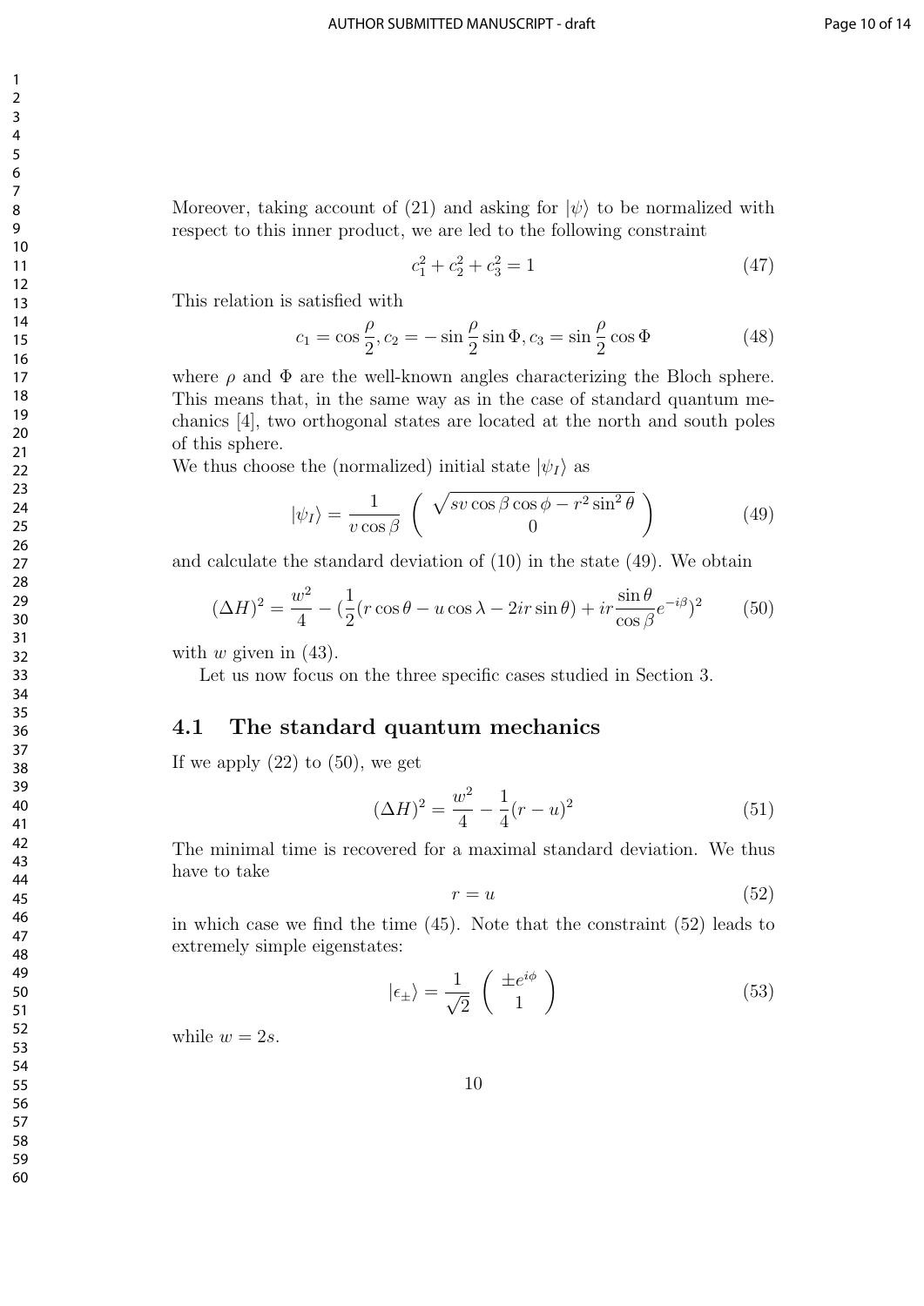Moreover, taking account of (21) and asking for $|\psi\rangle$ to be normalized with respect to this inner product, we are led to the following constraint

$$c_1^2 + c_2^2 + c_3^2 = 1 \tag{47}$$

This relation is satisfied with

$$c_1 = \cos\frac{\rho}{2}, c_2 = -\sin\frac{\rho}{2}\sin\Phi, c_3 = \sin\frac{\rho}{2}\cos\Phi \tag{48}$$

where $\rho$ and $\Phi$ are the well-known angles characterizing the Bloch sphere. This means that, in the same way as in the case of standard quantum mechanics [4], two orthogonal states are located at the north and south poles of this sphere.

We thus choose the (normalized) initial state $|\psi_I\rangle$ as

$$|\psi_I\rangle = \frac{1}{v\cos\beta}\begin{pmatrix} \sqrt{sv\cos\beta\cos\phi - r^2\sin^2\theta} \\ 0 \end{pmatrix} \tag{49}$$

and calculate the standard deviation of (10) in the state (49). We obtain

$$(\Delta H)^2 = \frac{w^2}{4} - \left(\frac{1}{2}(r\cos\theta - u\cos\lambda - 2ir\sin\theta) + ir\frac{\sin\theta}{\cos\beta}e^{-i\beta}\right)^2 \tag{50}$$

with $w$ given in (43).

Let us now focus on the three specific cases studied in Section 3.

## 4.1 The standard quantum mechanics

If we apply (22) to (50), we get

$$(\Delta H)^2 = \frac{w^2}{4} - \frac{1}{4}(r-u)^2 \tag{51}$$

The minimal time is recovered for a maximal standard deviation. We thus have to take

$$r = u \tag{52}$$

in which case we find the time (45). Note that the constraint (52) leads to extremely simple eigenstates:

$$|\epsilon_\pm\rangle = \frac{1}{\sqrt{2}}\begin{pmatrix} \pm e^{i\phi} \\ 1 \end{pmatrix} \tag{53}$$

while $w = 2s$.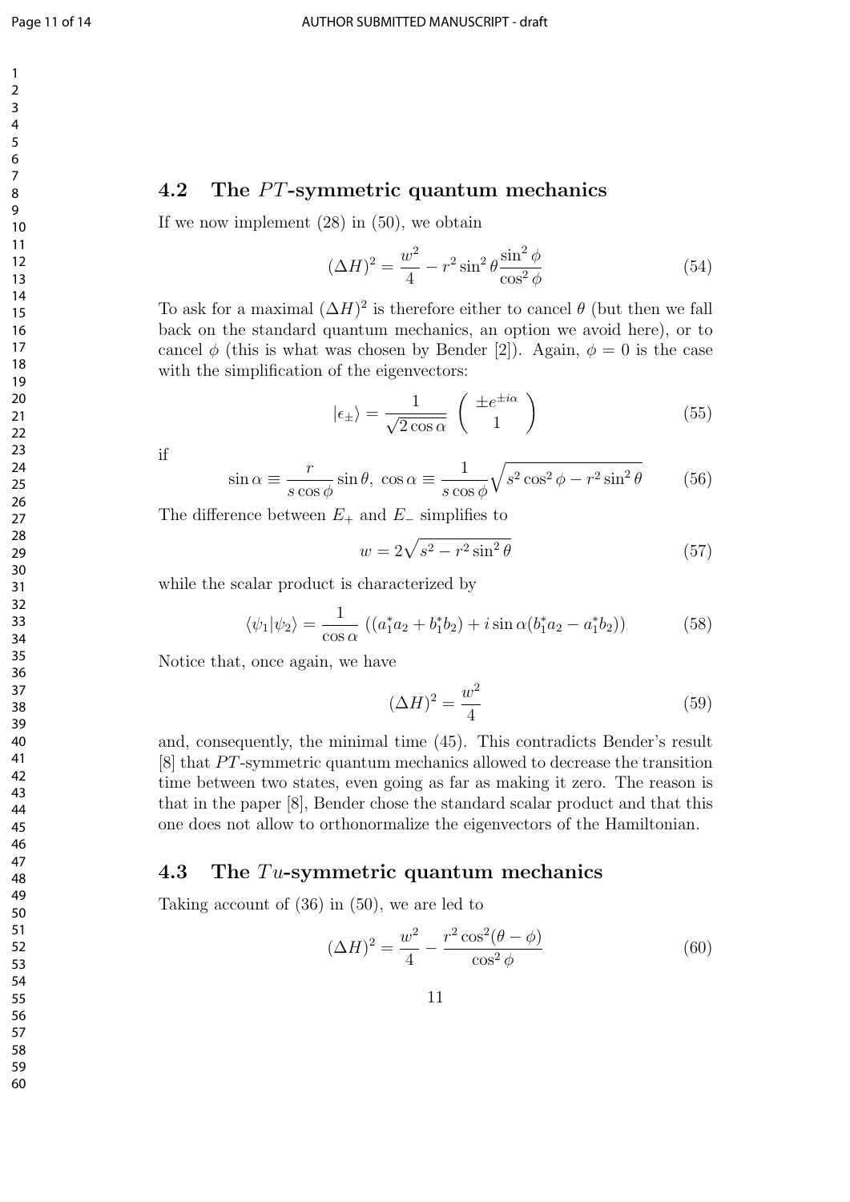### 4.2 The $PT$-symmetric quantum mechanics

If we now implement (28) in (50), we obtain

$$(\Delta H)^2 = \frac{w^2}{4} - r^2 \sin^2\theta \frac{\sin^2\phi}{\cos^2\phi} \tag{54}$$

To ask for a maximal $(\Delta H)^2$ is therefore either to cancel $\theta$ (but then we fall back on the standard quantum mechanics, an option we avoid here), or to cancel $\phi$ (this is what was chosen by Bender [2]). Again, $\phi = 0$ is the case with the simplification of the eigenvectors:

$$|\epsilon_\pm\rangle = \frac{1}{\sqrt{2\cos\alpha}} \begin{pmatrix} \pm e^{\pm i\alpha} \\ 1 \end{pmatrix} \tag{55}$$

if

$$\sin\alpha \equiv \frac{r}{s\cos\phi}\sin\theta,\ \cos\alpha \equiv \frac{1}{s\cos\phi}\sqrt{s^2\cos^2\phi - r^2\sin^2\theta} \tag{56}$$

The difference between $E_+$ and $E_-$ simplifies to

$$w = 2\sqrt{s^2 - r^2\sin^2\theta} \tag{57}$$

while the scalar product is characterized by

$$\langle\psi_1|\psi_2\rangle = \frac{1}{\cos\alpha}\left((a_1^* a_2 + b_1^* b_2) + i\sin\alpha(b_1^* a_2 - a_1^* b_2)\right) \tag{58}$$

Notice that, once again, we have

$$(\Delta H)^2 = \frac{w^2}{4} \tag{59}$$

and, consequently, the minimal time (45). This contradicts Bender's result [8] that $PT$-symmetric quantum mechanics allowed to decrease the transition time between two states, even going as far as making it zero. The reason is that in the paper [8], Bender chose the standard scalar product and that this one does not allow to orthonormalize the eigenvectors of the Hamiltonian.

### 4.3 The $Tu$-symmetric quantum mechanics

Taking account of (36) in (50), we are led to

$$(\Delta H)^2 = \frac{w^2}{4} - \frac{r^2\cos^2(\theta - \phi)}{\cos^2\phi} \tag{60}$$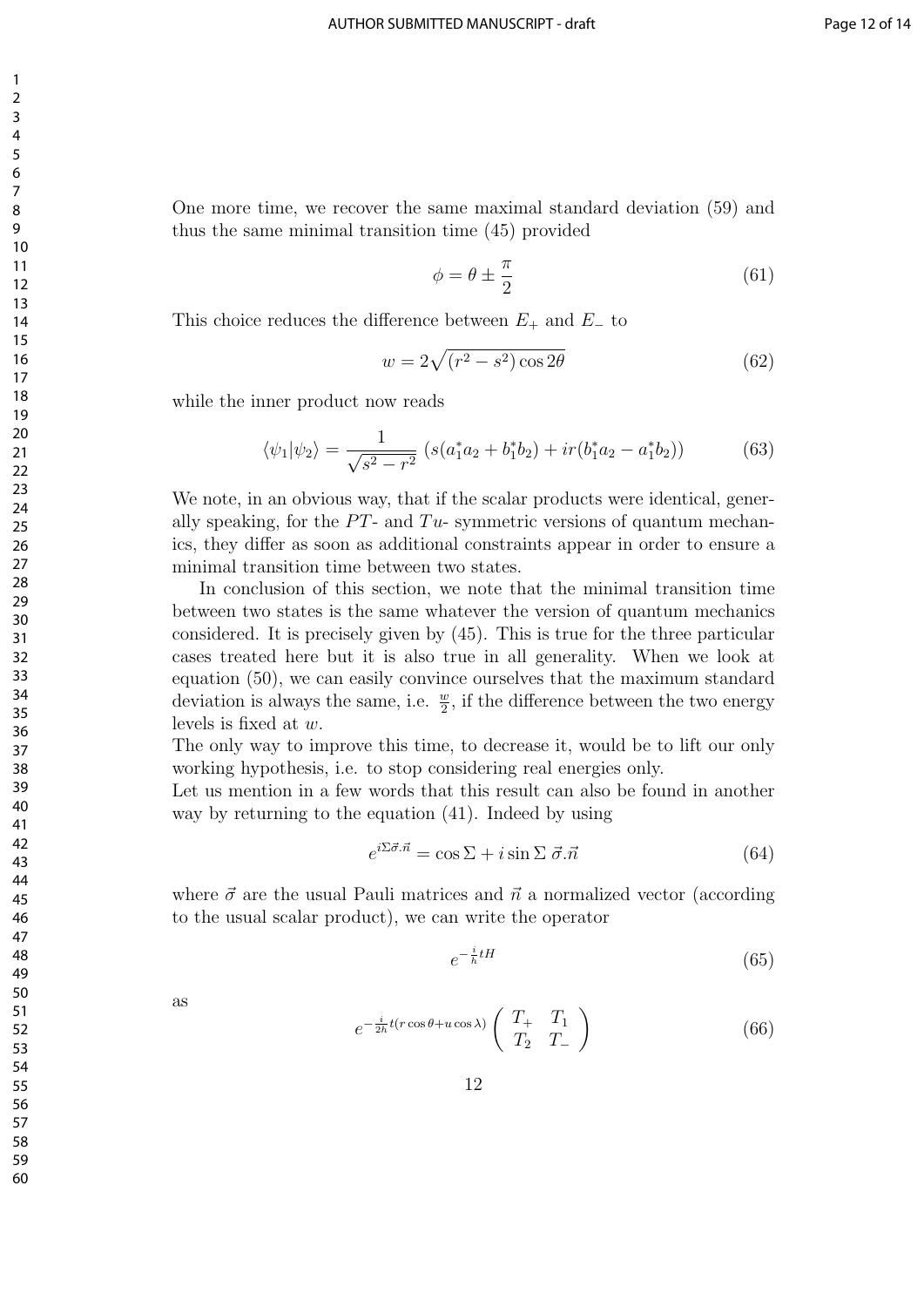One more time, we recover the same maximal standard deviation (59) and thus the same minimal transition time (45) provided

$$\phi = \theta \pm \frac{\pi}{2} \tag{61}$$

This choice reduces the difference between $E_+$ and $E_-$ to

$$w = 2\sqrt{(r^2 - s^2)\cos 2\theta} \tag{62}$$

while the inner product now reads

$$\langle \psi_1 | \psi_2 \rangle = \frac{1}{\sqrt{s^2 - r^2}} \left( s(a_1^* a_2 + b_1^* b_2) + ir(b_1^* a_2 - a_1^* b_2) \right) \tag{63}$$

We note, in an obvious way, that if the scalar products were identical, generally speaking, for the $PT$- and $Tu$- symmetric versions of quantum mechanics, they differ as soon as additional constraints appear in order to ensure a minimal transition time between two states.

In conclusion of this section, we note that the minimal transition time between two states is the same whatever the version of quantum mechanics considered. It is precisely given by (45). This is true for the three particular cases treated here but it is also true in all generality. When we look at equation (50), we can easily convince ourselves that the maximum standard deviation is always the same, i.e. $\frac{w}{2}$, if the difference between the two energy levels is fixed at $w$.

The only way to improve this time, to decrease it, would be to lift our only working hypothesis, i.e. to stop considering real energies only.

Let us mention in a few words that this result can also be found in another way by returning to the equation (41). Indeed by using

$$e^{i\Sigma \vec{\sigma}.\vec{n}} = \cos \Sigma + i \sin \Sigma \; \vec{\sigma}.\vec{n} \tag{64}$$

where $\vec{\sigma}$ are the usual Pauli matrices and $\vec{n}$ a normalized vector (according to the usual scalar product), we can write the operator

$$e^{-\frac{i}{\hbar} tH} \tag{65}$$

as

$$e^{-\frac{i}{2\hbar} t(r\cos\theta + u\cos\lambda)} \begin{pmatrix} T_+ & T_1 \\ T_2 & T_- \end{pmatrix} \tag{66}$$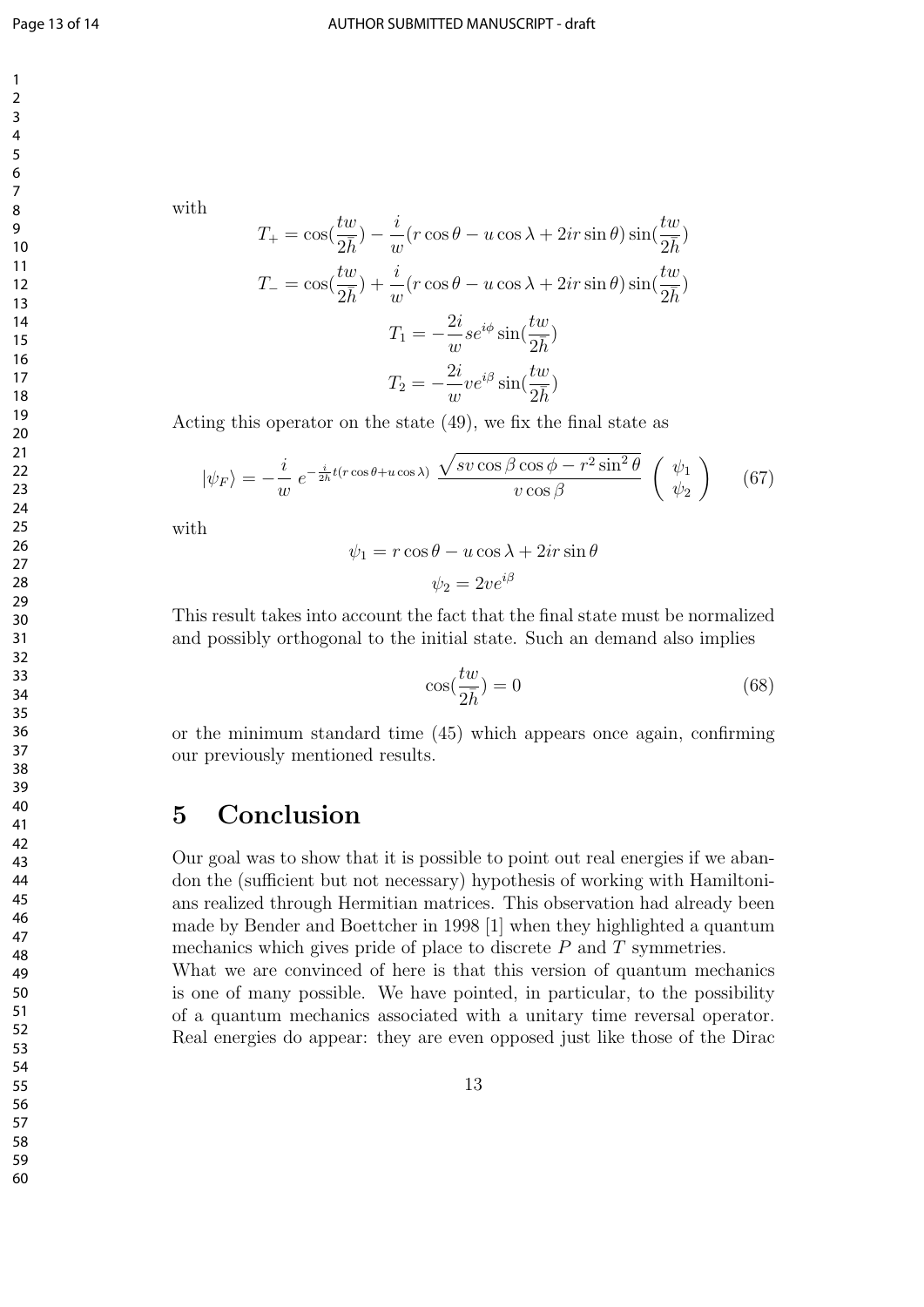with

$$T_+ = \cos(\frac{tw}{2\bar{h}}) - \frac{i}{w}(r\cos\theta - u\cos\lambda + 2ir\sin\theta)\sin(\frac{tw}{2\bar{h}})$$

$$T_- = \cos(\frac{tw}{2\bar{h}}) + \frac{i}{w}(r\cos\theta - u\cos\lambda + 2ir\sin\theta)\sin(\frac{tw}{2\bar{h}})$$

$$T_1 = -\frac{2i}{w}se^{i\phi}\sin(\frac{tw}{2\bar{h}})$$

$$T_2 = -\frac{2i}{w}ve^{i\beta}\sin(\frac{tw}{2\bar{h}})$$

Acting this operator on the state (49), we fix the final state as

$$|\psi_F\rangle = -\frac{i}{w}\; e^{-\frac{i}{2\bar{h}}t(r\cos\theta + u\cos\lambda)}\; \frac{\sqrt{sv\cos\beta\cos\phi - r^2\sin^2\theta}}{v\cos\beta} \begin{pmatrix} \psi_1 \\ \psi_2 \end{pmatrix} \qquad (67)$$

with

$$\psi_1 = r\cos\theta - u\cos\lambda + 2ir\sin\theta$$

$$\psi_2 = 2ve^{i\beta}$$

This result takes into account the fact that the final state must be normalized and possibly orthogonal to the initial state. Such an demand also implies

$$\cos(\frac{tw}{2\bar{h}}) = 0 \qquad (68)$$

or the minimum standard time (45) which appears once again, confirming our previously mentioned results.

# 5 Conclusion

Our goal was to show that it is possible to point out real energies if we abandon the (sufficient but not necessary) hypothesis of working with Hamiltonians realized through Hermitian matrices. This observation had already been made by Bender and Boettcher in 1998 [1] when they highlighted a quantum mechanics which gives pride of place to discrete $P$ and $T$ symmetries.
What we are convinced of here is that this version of quantum mechanics is one of many possible. We have pointed, in particular, to the possibility of a quantum mechanics associated with a unitary time reversal operator. Real energies do appear: they are even opposed just like those of the Dirac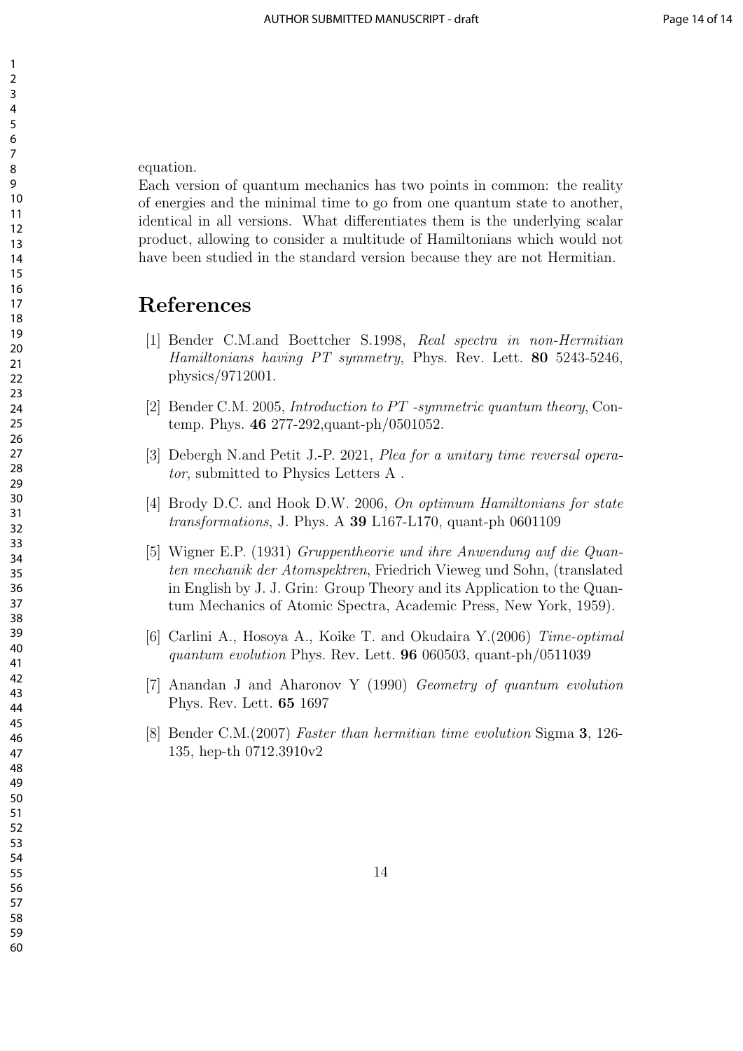equation.

Each version of quantum mechanics has two points in common: the reality of energies and the minimal time to go from one quantum state to another, identical in all versions. What differentiates them is the underlying scalar product, allowing to consider a multitude of Hamiltonians which would not have been studied in the standard version because they are not Hermitian.

# References

[1] Bender C.M.and Boettcher S.1998, *Real spectra in non-Hermitian Hamiltonians having PT symmetry*, Phys. Rev. Lett. **80** 5243-5246, physics/9712001.

[2] Bender C.M. 2005, *Introduction to PT -symmetric quantum theory*, Contemp. Phys. **46** 277-292,quant-ph/0501052.

[3] Debergh N.and Petit J.-P. 2021, *Plea for a unitary time reversal operator*, submitted to Physics Letters A .

[4] Brody D.C. and Hook D.W. 2006, *On optimum Hamiltonians for state transformations*, J. Phys. A **39** L167-L170, quant-ph 0601109

[5] Wigner E.P. (1931) *Gruppentheorie und ihre Anwendung auf die Quanten mechanik der Atomspektren*, Friedrich Vieweg und Sohn, (translated in English by J. J. Grin: Group Theory and its Application to the Quantum Mechanics of Atomic Spectra, Academic Press, New York, 1959).

[6] Carlini A., Hosoya A., Koike T. and Okudaira Y.(2006) *Time-optimal quantum evolution* Phys. Rev. Lett. **96** 060503, quant-ph/0511039

[7] Anandan J and Aharonov Y (1990) *Geometry of quantum evolution* Phys. Rev. Lett. **65** 1697

[8] Bender C.M.(2007) *Faster than hermitian time evolution* Sigma **3**, 126-135, hep-th 0712.3910v2